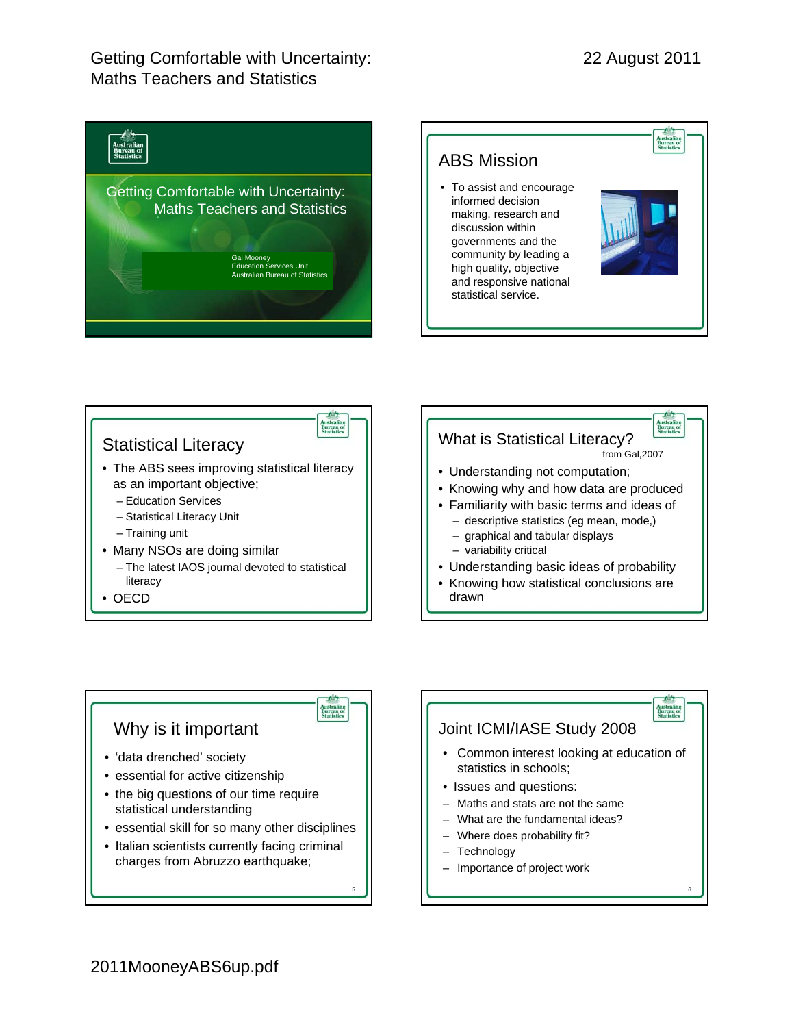# Getting Comfortable with Uncertainty: Maths Teachers and Statistics

22 August 2011

## Getting Comfortable with Uncertainty: Maths Teachers and Statistics

Gai Mooney
Education Services Unit
Australian Bureau of Statistics

## ABS Mission

- To assist and encourage informed decision making, research and discussion within governments and the community by leading a high quality, objective and responsive national statistical service.

## Statistical Literacy

- The ABS sees improving statistical literacy as an important objective;
  - Education Services
  - Statistical Literacy Unit
  - Training unit
- Many NSOs are doing similar
  - The latest IAOS journal devoted to statistical literacy
- OECD

## What is Statistical Literacy?

from Gal,2007

- Understanding not computation;
- Knowing why and how data are produced
- Familiarity with basic terms and ideas of
  - descriptive statistics (eg mean, mode,)
  - graphical and tabular displays
  - variability critical
- Understanding basic ideas of probability
- Knowing how statistical conclusions are drawn

## Why is it important

- 'data drenched' society
- essential for active citizenship
- the big questions of our time require statistical understanding
- essential skill for so many other disciplines
- Italian scientists currently facing criminal charges from Abruzzo earthquake;

## Joint ICMI/IASE Study 2008

- Common interest looking at education of statistics in schools;
- Issues and questions:
  - Maths and stats are not the same
  - What are the fundamental ideas?
  - Where does probability fit?
  - Technology
  - Importance of project work

2011MooneyABS6up.pdf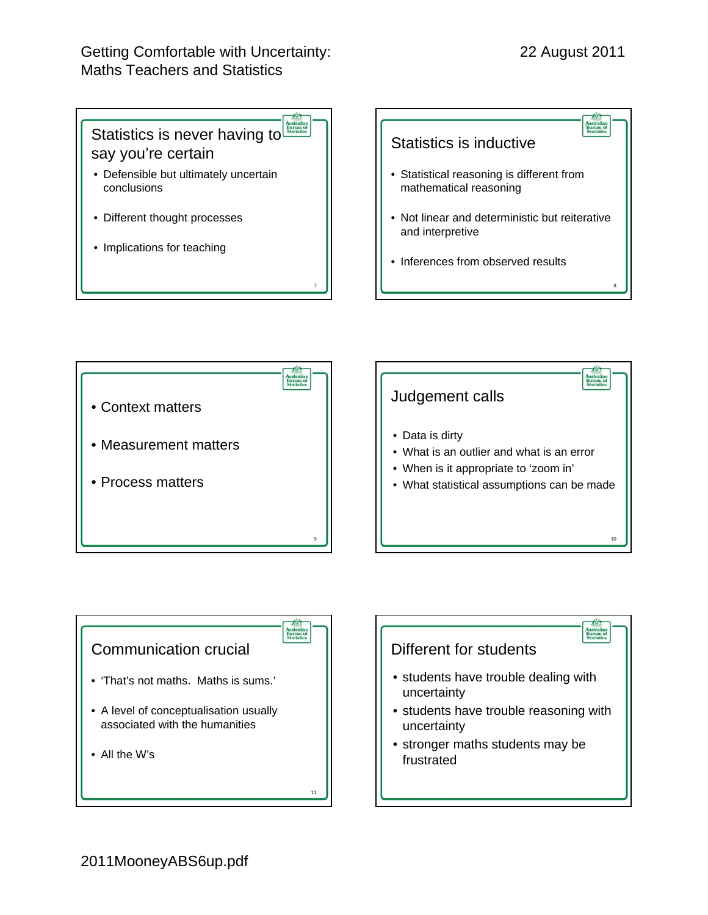## Statistics is never having to say you're certain

- Defensible but ultimately uncertain conclusions
- Different thought processes
- Implications for teaching

## Statistics is inductive

- Statistical reasoning is different from mathematical reasoning
- Not linear and deterministic but reiterative and interpretive
- Inferences from observed results

---

- Context matters
- Measurement matters
- Process matters

## Judgement calls

- Data is dirty
- What is an outlier and what is an error
- When is it appropriate to 'zoom in'
- What statistical assumptions can be made

## Communication crucial

- 'That's not maths. Maths is sums.'
- A level of conceptualisation usually associated with the humanities
- All the W's

## Different for students

- students have trouble dealing with uncertainty
- students have trouble reasoning with uncertainty
- stronger maths students may be frustrated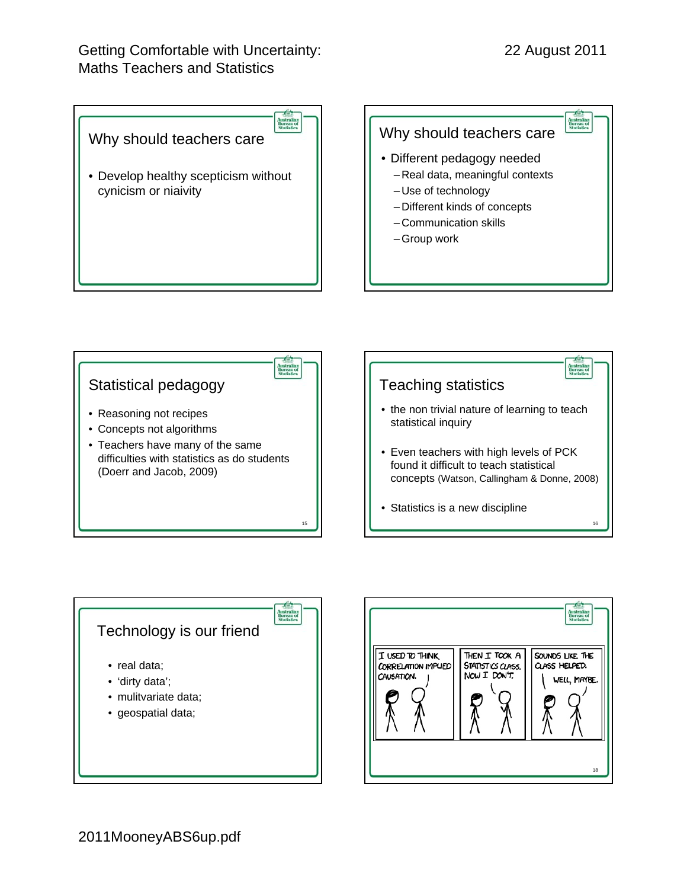## Why should teachers care

- Develop healthy scepticism without cynicism or niaivity

## Why should teachers care

- Different pedagogy needed
  - Real data, meaningful contexts
  - Use of technology
  - Different kinds of concepts
  - Communication skills
  - Group work

## Statistical pedagogy

- Reasoning not recipes
- Concepts not algorithms
- Teachers have many of the same difficulties with statistics as do students (Doerr and Jacob, 2009)

## Teaching statistics

- the non trivial nature of learning to teach statistical inquiry
- Even teachers with high levels of PCK found it difficult to teach statistical concepts (Watson, Callingham & Donne, 2008)
- Statistics is a new discipline

## Technology is our friend

- real data;
- 'dirty data';
- mulitvariate data;
- geospatial data;